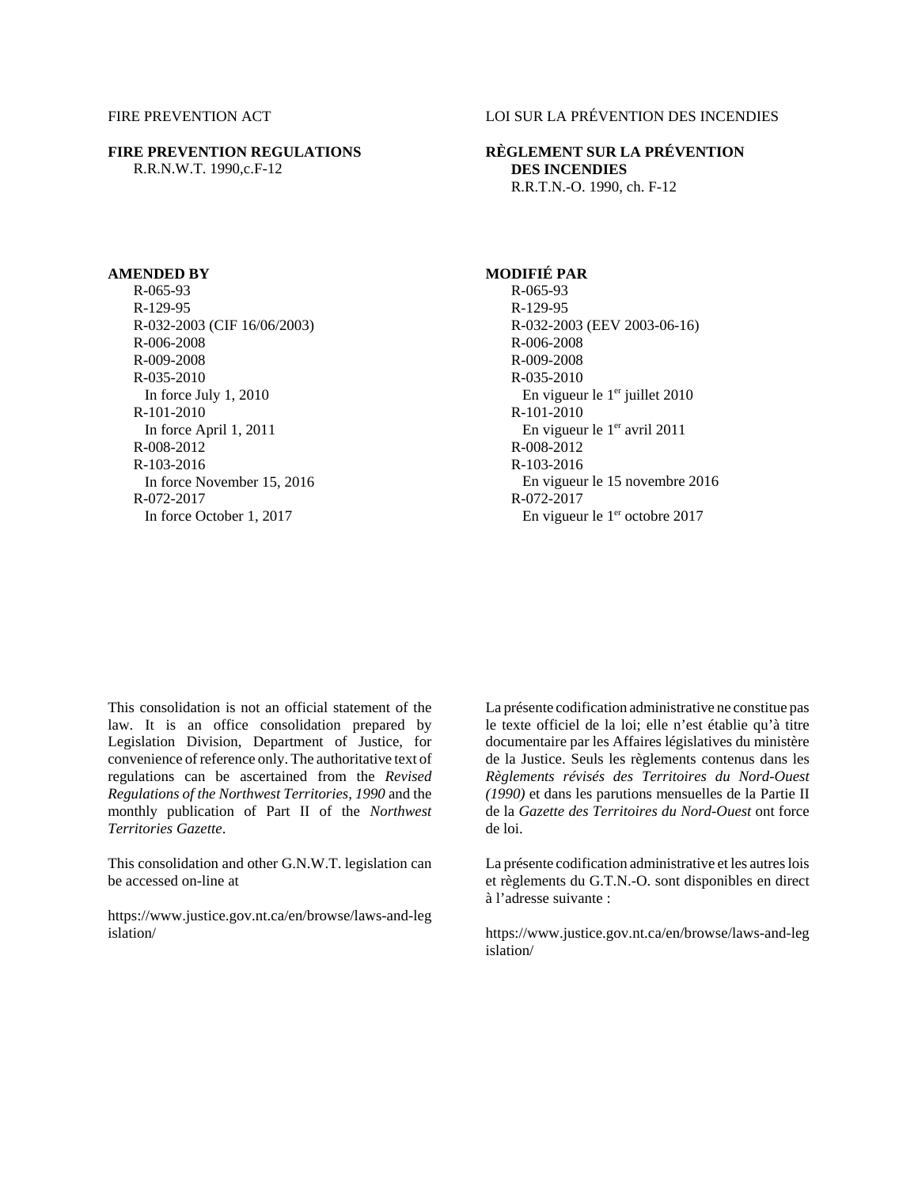FIRE PREVENTION ACT

**FIRE PREVENTION REGULATIONS**
R.R.N.W.T. 1990,c.F-12

**AMENDED BY**

R-065-93
R-129-95
R-032-2003 (CIF 16/06/2003)
R-006-2008
R-009-2008
R-035-2010
In force July 1, 2010
R-101-2010
In force April 1, 2011
R-008-2012
R-103-2016
In force November 15, 2016
R-072-2017
In force October 1, 2017

This consolidation is not an official statement of the law. It is an office consolidation prepared by Legislation Division, Department of Justice, for convenience of reference only. The authoritative text of regulations can be ascertained from the *Revised Regulations of the Northwest Territories, 1990* and the monthly publication of Part II of the *Northwest Territories Gazette*.

This consolidation and other G.N.W.T. legislation can be accessed on-line at

https://www.justice.gov.nt.ca/en/browse/laws-and-legislation/

LOI SUR LA PRÉVENTION DES INCENDIES

**RÈGLEMENT SUR LA PRÉVENTION DES INCENDIES**
R.R.T.N.-O. 1990, ch. F-12

**MODIFIÉ PAR**

R-065-93
R-129-95
R-032-2003 (EEV 2003-06-16)
R-006-2008
R-009-2008
R-035-2010
En vigueur le 1er juillet 2010
R-101-2010
En vigueur le 1er avril 2011
R-008-2012
R-103-2016
En vigueur le 15 novembre 2016
R-072-2017
En vigueur le 1er octobre 2017

La présente codification administrative ne constitue pas le texte officiel de la loi; elle n'est établie qu'à titre documentaire par les Affaires législatives du ministère de la Justice. Seuls les règlements contenus dans les *Règlements révisés des Territoires du Nord-Ouest (1990)* et dans les parutions mensuelles de la Partie II de la *Gazette des Territoires du Nord-Ouest* ont force de loi.

La présente codification administrative et les autres lois et règlements du G.T.N.-O. sont disponibles en direct à l'adresse suivante :

https://www.justice.gov.nt.ca/en/browse/laws-and-legislation/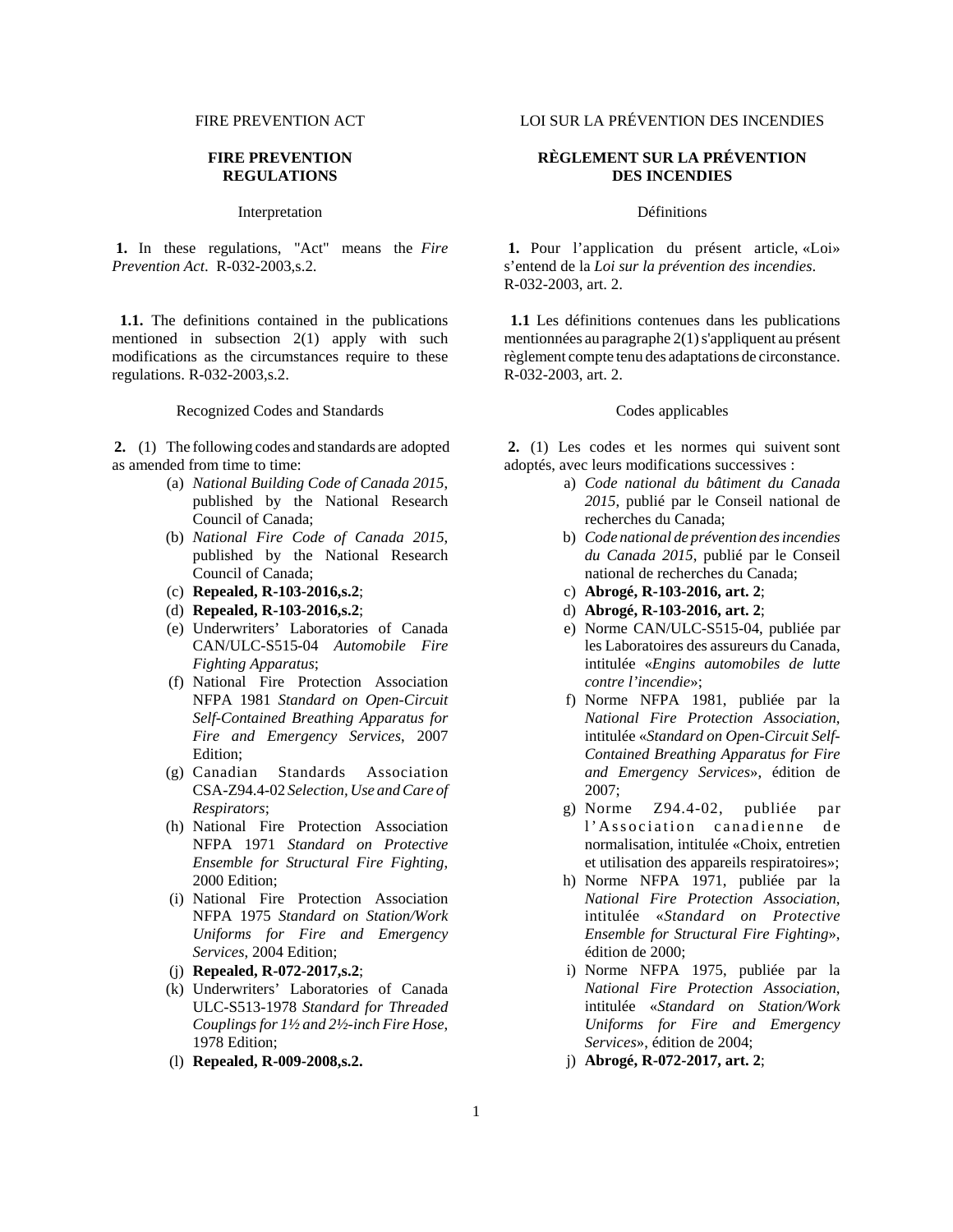FIRE PREVENTION ACT

# FIRE PREVENTION REGULATIONS

## Interpretation

**1.** In these regulations, "Act" means the *Fire Prevention Act*. R-032-2003,s.2.

**1.1.** The definitions contained in the publications mentioned in subsection 2(1) apply with such modifications as the circumstances require to these regulations. R-032-2003,s.2.

## Recognized Codes and Standards

**2.** (1) The following codes and standards are adopted as amended from time to time:

(a) *National Building Code of Canada 2015*, published by the National Research Council of Canada;

(b) *National Fire Code of Canada 2015*, published by the National Research Council of Canada;

(c) **Repealed, R-103-2016,s.2**;

(d) **Repealed, R-103-2016,s.2**;

(e) Underwriters' Laboratories of Canada CAN/ULC-S515-04 *Automobile Fire Fighting Apparatus*;

(f) National Fire Protection Association NFPA 1981 *Standard on Open-Circuit Self-Contained Breathing Apparatus for Fire and Emergency Services*, 2007 Edition;

(g) Canadian Standards Association CSA-Z94.4-02 *Selection, Use and Care of Respirators*;

(h) National Fire Protection Association NFPA 1971 *Standard on Protective Ensemble for Structural Fire Fighting*, 2000 Edition;

(i) National Fire Protection Association NFPA 1975 *Standard on Station/Work Uniforms for Fire and Emergency Services*, 2004 Edition;

(j) **Repealed, R-072-2017,s.2**;

(k) Underwriters' Laboratories of Canada ULC-S513-1978 *Standard for Threaded Couplings for 1½ and 2½-inch Fire Hose*, 1978 Edition;

(l) **Repealed, R-009-2008,s.2.**

LOI SUR LA PRÉVENTION DES INCENDIES

# RÈGLEMENT SUR LA PRÉVENTION DES INCENDIES

## Définitions

**1.** Pour l'application du présent article, «Loi» s'entend de la *Loi sur la prévention des incendies*. R-032-2003, art. 2.

**1.1** Les définitions contenues dans les publications mentionnées au paragraphe 2(1) s'appliquent au présent règlement compte tenu des adaptations de circonstance. R-032-2003, art. 2.

## Codes applicables

**2.** (1) Les codes et les normes qui suivent sont adoptés, avec leurs modifications successives :

a) *Code national du bâtiment du Canada 2015*, publié par le Conseil national de recherches du Canada;

b) *Code national de prévention des incendies du Canada 2015*, publié par le Conseil national de recherches du Canada;

c) **Abrogé, R-103-2016, art. 2**;

d) **Abrogé, R-103-2016, art. 2**;

e) Norme CAN/ULC-S515-04, publiée par les Laboratoires des assureurs du Canada, intitulée «*Engins automobiles de lutte contre l'incendie*»;

f) Norme NFPA 1981, publiée par la *National Fire Protection Association*, intitulée «*Standard on Open-Circuit Self-Contained Breathing Apparatus for Fire and Emergency Services*», édition de 2007;

g) Norme Z94.4-02, publiée par l'Association canadienne de normalisation, intitulée «Choix, entretien et utilisation des appareils respiratoires»;

h) Norme NFPA 1971, publiée par la *National Fire Protection Association*, intitulée «*Standard on Protective Ensemble for Structural Fire Fighting*», édition de 2000;

i) Norme NFPA 1975, publiée par la *National Fire Protection Association*, intitulée «*Standard on Station/Work Uniforms for Fire and Emergency Services*», édition de 2004;

j) **Abrogé, R-072-2017, art. 2**;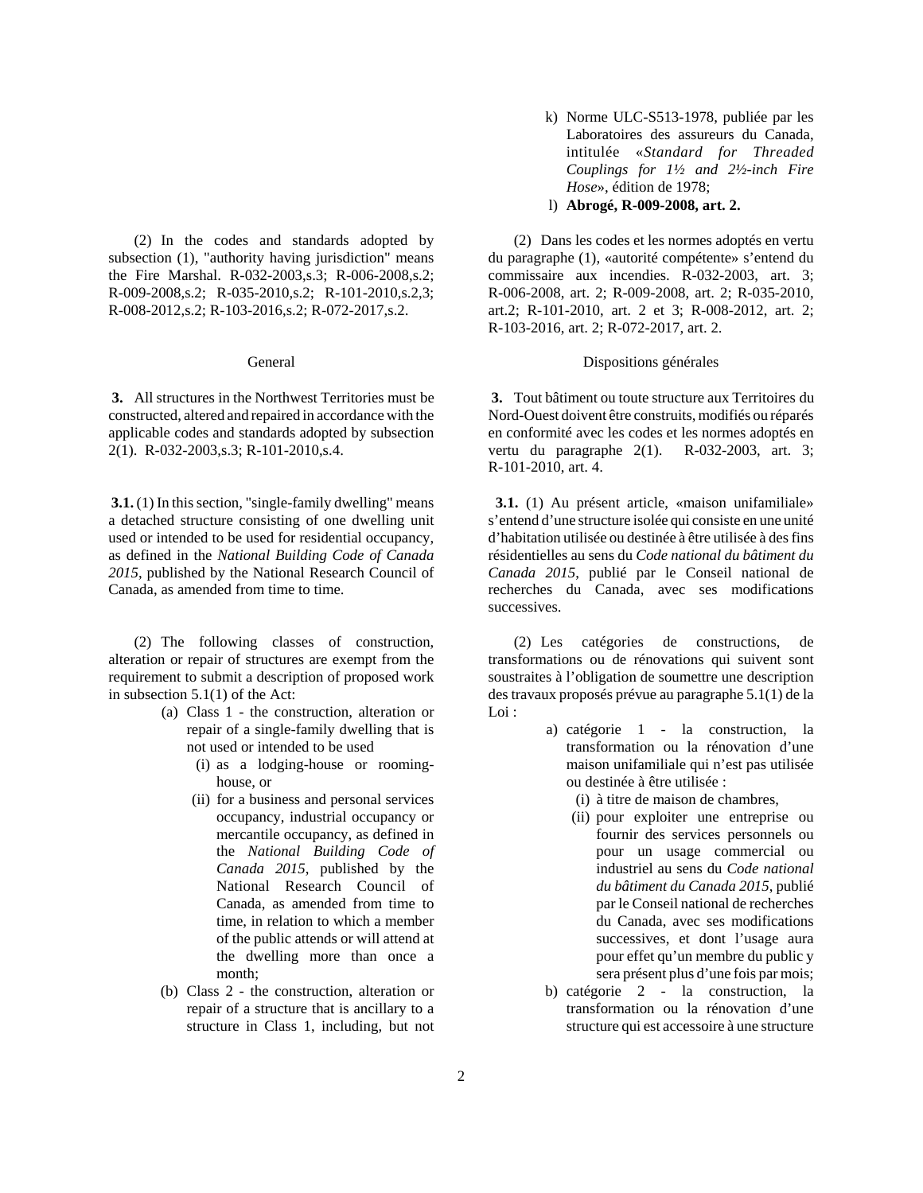k) Norme ULC-S513-1978, publiée par les Laboratoires des assureurs du Canada, intitulée «*Standard for Threaded Couplings for 1½ and 2½-inch Fire Hose*», édition de 1978;

l) **Abrogé, R-009-2008, art. 2.**

(2) In the codes and standards adopted by subsection (1), "authority having jurisdiction" means the Fire Marshal. R-032-2003,s.3; R-006-2008,s.2; R-009-2008,s.2; R-035-2010,s.2; R-101-2010,s.2,3; R-008-2012,s.2; R-103-2016,s.2; R-072-2017,s.2.

(2) Dans les codes et les normes adoptés en vertu du paragraphe (1), «autorité compétente» s'entend du commissaire aux incendies. R-032-2003, art. 3; R-006-2008, art. 2; R-009-2008, art. 2; R-035-2010, art.2; R-101-2010, art. 2 et 3; R-008-2012, art. 2; R-103-2016, art. 2; R-072-2017, art. 2.

## General

**3.** All structures in the Northwest Territories must be constructed, altered and repaired in accordance with the applicable codes and standards adopted by subsection 2(1). R-032-2003,s.3; R-101-2010,s.4.

**3.1.** (1) In this section, "single-family dwelling" means a detached structure consisting of one dwelling unit used or intended to be used for residential occupancy, as defined in the *National Building Code of Canada 2015*, published by the National Research Council of Canada, as amended from time to time.

(2) The following classes of construction, alteration or repair of structures are exempt from the requirement to submit a description of proposed work in subsection 5.1(1) of the Act:

- (a) Class 1 - the construction, alteration or repair of a single-family dwelling that is not used or intended to be used
  - (i) as a lodging-house or rooming-house, or
  - (ii) for a business and personal services occupancy, industrial occupancy or mercantile occupancy, as defined in the *National Building Code of Canada 2015*, published by the National Research Council of Canada, as amended from time to time, in relation to which a member of the public attends or will attend at the dwelling more than once a month;
- (b) Class 2 - the construction, alteration or repair of a structure that is ancillary to a structure in Class 1, including, but not

## Dispositions générales

**3.** Tout bâtiment ou toute structure aux Territoires du Nord-Ouest doivent être construits, modifiés ou réparés en conformité avec les codes et les normes adoptés en vertu du paragraphe 2(1). R-032-2003, art. 3; R-101-2010, art. 4.

**3.1.** (1) Au présent article, «maison unifamiliale» s'entend d'une structure isolée qui consiste en une unité d'habitation utilisée ou destinée à être utilisée à des fins résidentielles au sens du *Code national du bâtiment du Canada 2015*, publié par le Conseil national de recherches du Canada, avec ses modifications successives.

(2) Les catégories de constructions, de transformations ou de rénovations qui suivent sont soustraites à l'obligation de soumettre une description des travaux proposés prévue au paragraphe 5.1(1) de la Loi :

- a) catégorie 1 - la construction, la transformation ou la rénovation d'une maison unifamiliale qui n'est pas utilisée ou destinée à être utilisée :
  - (i) à titre de maison de chambres,
  - (ii) pour exploiter une entreprise ou fournir des services personnels ou pour un usage commercial ou industriel au sens du *Code national du bâtiment du Canada 2015*, publié par le Conseil national de recherches du Canada, avec ses modifications successives, et dont l'usage aura pour effet qu'un membre du public y sera présent plus d'une fois par mois;
- b) catégorie 2 - la construction, la transformation ou la rénovation d'une structure qui est accessoire à une structure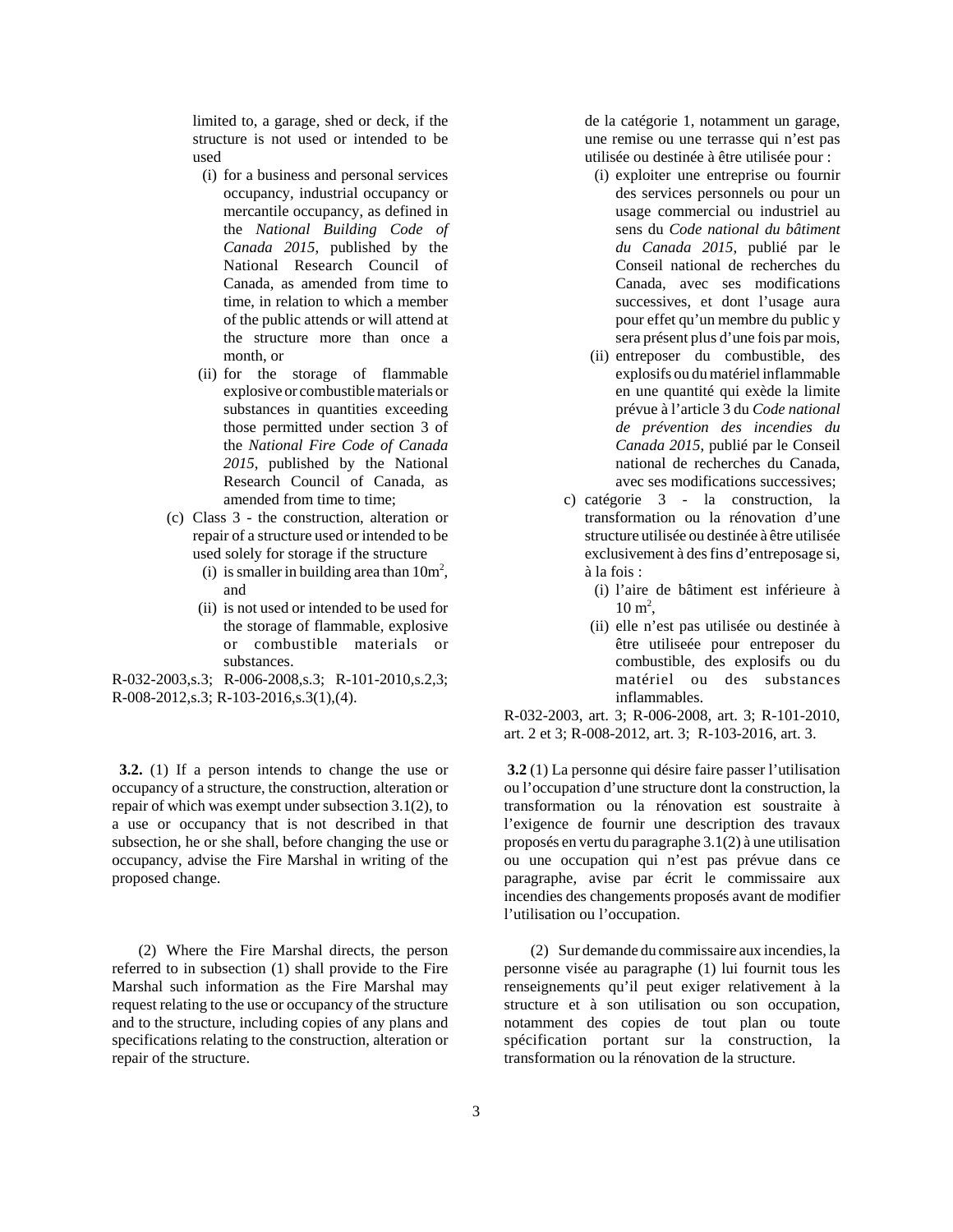limited to, a garage, shed or deck, if the structure is not used or intended to be used

(i) for a business and personal services occupancy, industrial occupancy or mercantile occupancy, as defined in the *National Building Code of Canada 2015*, published by the National Research Council of Canada, as amended from time to time, in relation to which a member of the public attends or will attend at the structure more than once a month, or

(ii) for the storage of flammable explosive or combustible materials or substances in quantities exceeding those permitted under section 3 of the *National Fire Code of Canada 2015*, published by the National Research Council of Canada, as amended from time to time;

(c) Class 3 - the construction, alteration or repair of a structure used or intended to be used solely for storage if the structure

(i) is smaller in building area than $10m^2$, and

(ii) is not used or intended to be used for the storage of flammable, explosive or combustible materials or substances.

R-032-2003,s.3; R-006-2008,s.3; R-101-2010,s.2,3; R-008-2012,s.3; R-103-2016,s.3(1),(4).

**3.2.** (1) If a person intends to change the use or occupancy of a structure, the construction, alteration or repair of which was exempt under subsection 3.1(2), to a use or occupancy that is not described in that subsection, he or she shall, before changing the use or occupancy, advise the Fire Marshal in writing of the proposed change.

(2) Where the Fire Marshal directs, the person referred to in subsection (1) shall provide to the Fire Marshal such information as the Fire Marshal may request relating to the use or occupancy of the structure and to the structure, including copies of any plans and specifications relating to the construction, alteration or repair of the structure.

de la catégorie 1, notamment un garage, une remise ou une terrasse qui n'est pas utilisée ou destinée à être utilisée pour :

(i) exploiter une entreprise ou fournir des services personnels ou pour un usage commercial ou industriel au sens du *Code national du bâtiment du Canada 2015*, publié par le Conseil national de recherches du Canada, avec ses modifications successives, et dont l'usage aura pour effet qu'un membre du public y sera présent plus d'une fois par mois,

(ii) entreposer du combustible, des explosifs ou du matériel inflammable en une quantité qui exède la limite prévue à l'article 3 du *Code national de prévention des incendies du Canada 2015*, publié par le Conseil national de recherches du Canada, avec ses modifications successives;

c) catégorie 3 - la construction, la transformation ou la rénovation d'une structure utilisée ou destinée à être utilisée exclusivement à des fins d'entreposage si, à la fois :

(i) l'aire de bâtiment est inférieure à $10\ m^2$,

(ii) elle n'est pas utilisée ou destinée à être utiliseée pour entreposer du combustible, des explosifs ou du matériel ou des substances inflammables.

R-032-2003, art. 3; R-006-2008, art. 3; R-101-2010, art. 2 et 3; R-008-2012, art. 3; R-103-2016, art. 3.

**3.2** (1) La personne qui désire faire passer l'utilisation ou l'occupation d'une structure dont la construction, la transformation ou la rénovation est soustraite à l'exigence de fournir une description des travaux proposés en vertu du paragraphe 3.1(2) à une utilisation ou une occupation qui n'est pas prévue dans ce paragraphe, avise par écrit le commissaire aux incendies des changements proposés avant de modifier l'utilisation ou l'occupation.

(2) Sur demande du commissaire aux incendies, la personne visée au paragraphe (1) lui fournit tous les renseignements qu'il peut exiger relativement à la structure et à son utilisation ou son occupation, notamment des copies de tout plan ou toute spécification portant sur la construction, la transformation ou la rénovation de la structure.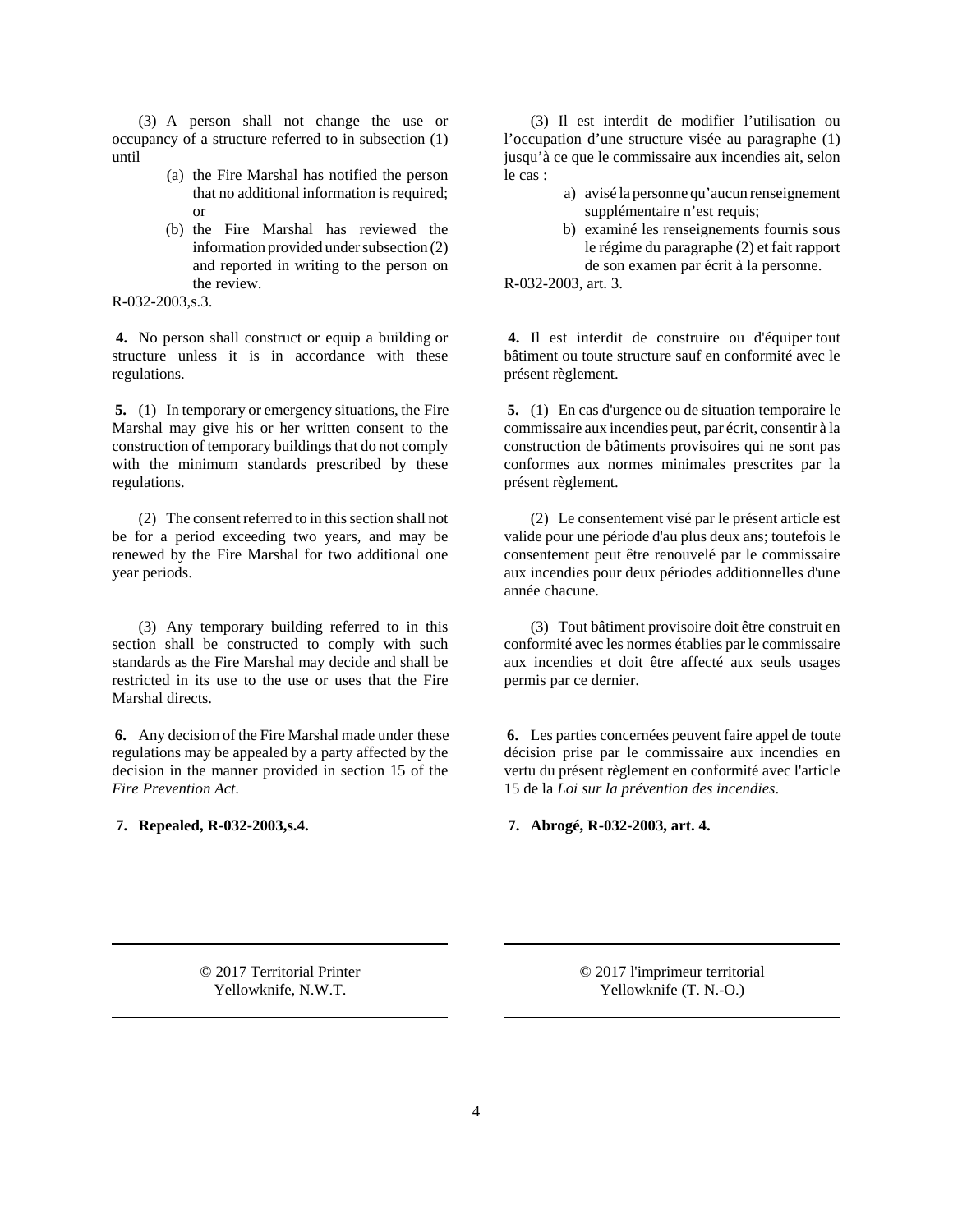(3) A person shall not change the use or occupancy of a structure referred to in subsection (1) until

(a) the Fire Marshal has notified the person that no additional information is required; or

(b) the Fire Marshal has reviewed the information provided under subsection (2) and reported in writing to the person on the review.

R-032-2003,s.3.

**4.** No person shall construct or equip a building or structure unless it is in accordance with these regulations.

**5.** (1) In temporary or emergency situations, the Fire Marshal may give his or her written consent to the construction of temporary buildings that do not comply with the minimum standards prescribed by these regulations.

(2) The consent referred to in this section shall not be for a period exceeding two years, and may be renewed by the Fire Marshal for two additional one year periods.

(3) Any temporary building referred to in this section shall be constructed to comply with such standards as the Fire Marshal may decide and shall be restricted in its use to the use or uses that the Fire Marshal directs.

**6.** Any decision of the Fire Marshal made under these regulations may be appealed by a party affected by the decision in the manner provided in section 15 of the *Fire Prevention Act*.

**7. Repealed, R-032-2003,s.4.**

(3) Il est interdit de modifier l'utilisation ou l'occupation d'une structure visée au paragraphe (1) jusqu'à ce que le commissaire aux incendies ait, selon le cas :

a) avisé la personne qu'aucun renseignement supplémentaire n'est requis;

b) examiné les renseignements fournis sous le régime du paragraphe (2) et fait rapport de son examen par écrit à la personne.

R-032-2003, art. 3.

**4.** Il est interdit de construire ou d'équiper tout bâtiment ou toute structure sauf en conformité avec le présent règlement.

**5.** (1) En cas d'urgence ou de situation temporaire le commissaire aux incendies peut, par écrit, consentir à la construction de bâtiments provisoires qui ne sont pas conformes aux normes minimales prescrites par la présent règlement.

(2) Le consentement visé par le présent article est valide pour une période d'au plus deux ans; toutefois le consentement peut être renouvelé par le commissaire aux incendies pour deux périodes additionnelles d'une année chacune.

(3) Tout bâtiment provisoire doit être construit en conformité avec les normes établies par le commissaire aux incendies et doit être affecté aux seuls usages permis par ce dernier.

**6.** Les parties concernées peuvent faire appel de toute décision prise par le commissaire aux incendies en vertu du présent règlement en conformité avec l'article 15 de la *Loi sur la prévention des incendies*.

**7. Abrogé, R-032-2003, art. 4.**

© 2017 Territorial Printer
Yellowknife, N.W.T.

© 2017 l'imprimeur territorial
Yellowknife (T. N.-O.)